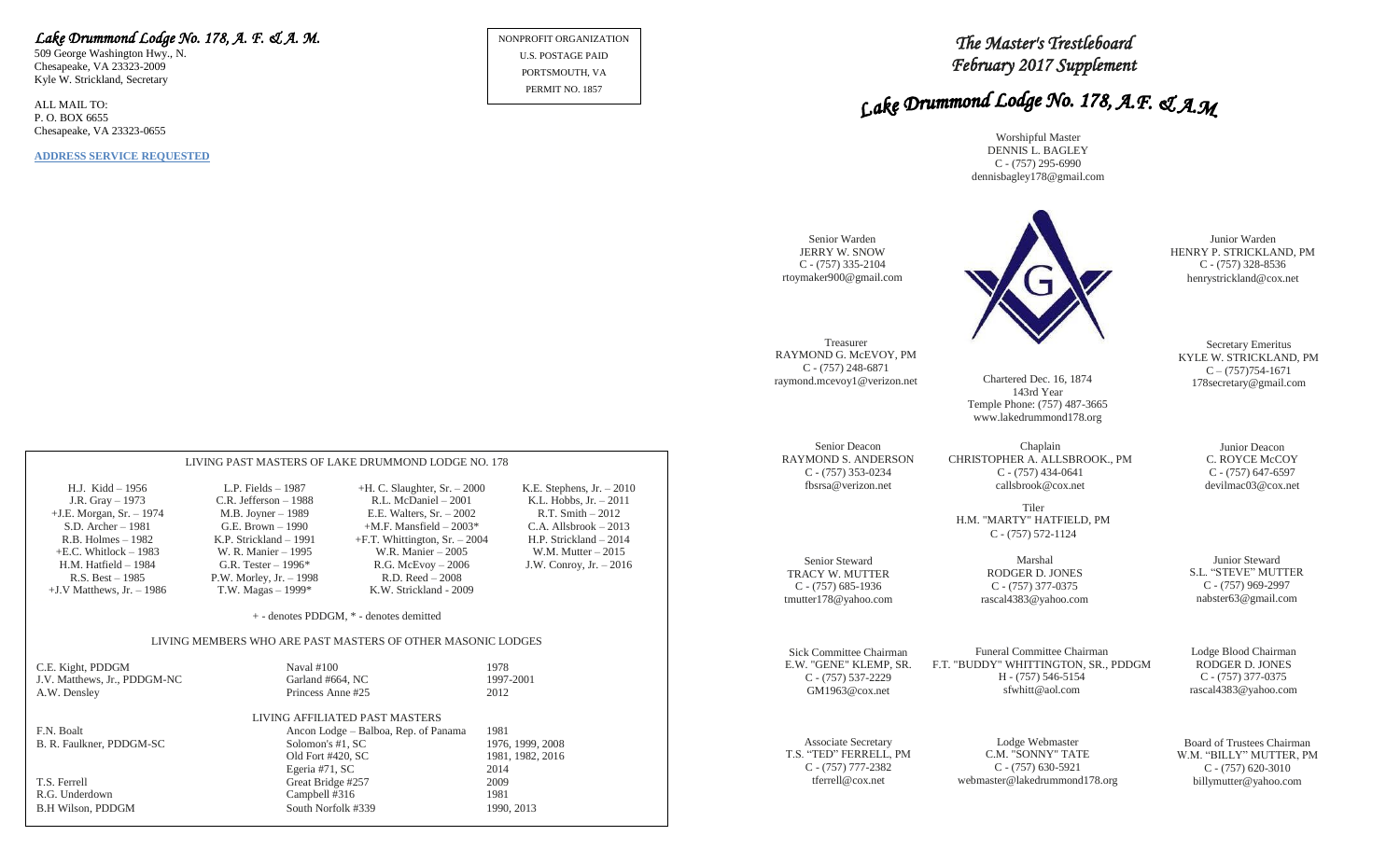*Lake Drummond Lodge No. 178, A. F. & A. M.*

509 George Washington Hwy., N.
Chesapeake, VA 23323-2009
Kyle W. Strickland, Secretary

ALL MAIL TO:
P. O. BOX 6655
Chesapeake, VA 23323-0655

**ADDRESS SERVICE REQUESTED**

NONPROFIT ORGANIZATION
U.S. POSTAGE PAID
PORTSMOUTH, VA
PERMIT NO. 1857

## LIVING PAST MASTERS OF LAKE DRUMMOND LODGE NO. 178

| | | | |
|---|---|---|---|
| H.J. Kidd – 1956 | L.P. Fields – 1987 | +H. C. Slaughter, Sr. – 2000 | K.E. Stephens, Jr. – 2010 |
| J.R. Gray – 1973 | C.R. Jefferson – 1988 | R.L. McDaniel – 2001 | K.L. Hobbs, Jr. – 2011 |
| +J.E. Morgan, Sr. – 1974 | M.B. Joyner – 1989 | E.E. Walters, Sr. – 2002 | R.T. Smith – 2012 |
| S.D. Archer – 1981 | G.E. Brown – 1990 | +M.F. Mansfield – 2003* | C.A. Allsbrook – 2013 |
| R.B. Holmes – 1982 | K.P. Strickland – 1991 | +F.T. Whittington, Sr. – 2004 | H.P. Strickland – 2014 |
| +E.C. Whitlock – 1983 | W. R. Manier – 1995 | W.R. Manier – 2005 | W.M. Mutter – 2015 |
| H.M. Hatfield – 1984 | G.R. Tester – 1996* | R.G. McEvoy – 2006 | J.W. Conroy, Jr. – 2016 |
| R.S. Best – 1985 | P.W. Morley, Jr. – 1998 | R.D. Reed – 2008 | |
| +J.V Matthews, Jr. – 1986 | T.W. Magas – 1999* | K.W. Strickland - 2009 | |

+ - denotes PDDGM, * - denotes demitted

## LIVING MEMBERS WHO ARE PAST MASTERS OF OTHER MASONIC LODGES

| | | |
|---|---|---|
| C.E. Kight, PDDGM | Naval #100 | 1978 |
| J.V. Matthews, Jr., PDDGM-NC | Garland #664, NC | 1997-2001 |
| A.W. Densley | Princess Anne #25 | 2012 |

## LIVING AFFILIATED PAST MASTERS

| | | |
|---|---|---|
| F.N. Boalt | Ancon Lodge – Balboa, Rep. of Panama | 1981 |
| B. R. Faulkner, PDDGM-SC | Solomon's #1, SC | 1976, 1999, 2008 |
| | Old Fort #420, SC | 1981, 1982, 2016 |
| | Egeria #71, SC | 2014 |
| T.S. Ferrell | Great Bridge #257 | 2009 |
| R.G. Underdown | Campbell #316 | 1981 |
| B.H Wilson, PDDGM | South Norfolk #339 | 1990, 2013 |

# *The Master's Trestleboard*
# *February 2017 Supplement*

# *Lake Drummond Lodge No. 178, A.F. & A.M*

Worshipful Master
DENNIS L. BAGLEY
C - (757) 295-6990
dennisbagley178@gmail.com

Senior Warden
JERRY W. SNOW
C - (757) 335-2104
rtoymaker900@gmail.com

Junior Warden
HENRY P. STRICKLAND, PM
C - (757) 328-8536
henrystrickland@cox.net

Treasurer
RAYMOND G. McEVOY, PM
C - (757) 248-6871
raymond.mcevoy1@verizon.net

Chartered Dec. 16, 1874
143rd Year
Temple Phone: (757) 487-3665
www.lakedrummond178.org

Secretary Emeritus
KYLE W. STRICKLAND, PM
C – (757)754-1671
178secretary@gmail.com

Senior Deacon
RAYMOND S. ANDERSON
C - (757) 353-0234
fbsrsa@verizon.net

Chaplain
CHRISTOPHER A. ALLSBROOK., PM
C - (757) 434-0641
callsbrook@cox.net

Junior Deacon
C. ROYCE McCOY
C - (757) 647-6597
devilmac03@cox.net

Tiler
H.M. "MARTY" HATFIELD, PM
C - (757) 572-1124

Senior Steward
TRACY W. MUTTER
C - (757) 685-1936
tmutter178@yahoo.com

Marshal
RODGER D. JONES
C - (757) 377-0375
rascal4383@yahoo.com

Junior Steward
S.L. "STEVE" MUTTER
C - (757) 969-2997
nabster63@gmail.com

Sick Committee Chairman
E.W. "GENE" KLEMP, SR.
C - (757) 537-2229
GM1963@cox.net

Funeral Committee Chairman
F.T. "BUDDY" WHITTINGTON, SR., PDDGM
H - (757) 546-5154
sfwhitt@aol.com

Lodge Blood Chairman
RODGER D. JONES
C - (757) 377-0375
rascal4383@yahoo.com

Associate Secretary
T.S. "TED" FERRELL, PM
C - (757) 777-2382
tferrell@cox.net

Lodge Webmaster
C.M. "SONNY" TATE
C - (757) 630-5921
webmaster@lakedrummond178.org

Board of Trustees Chairman
W.M. "BILLY" MUTTER, PM
C - (757) 620-3010
billymutter@yahoo.com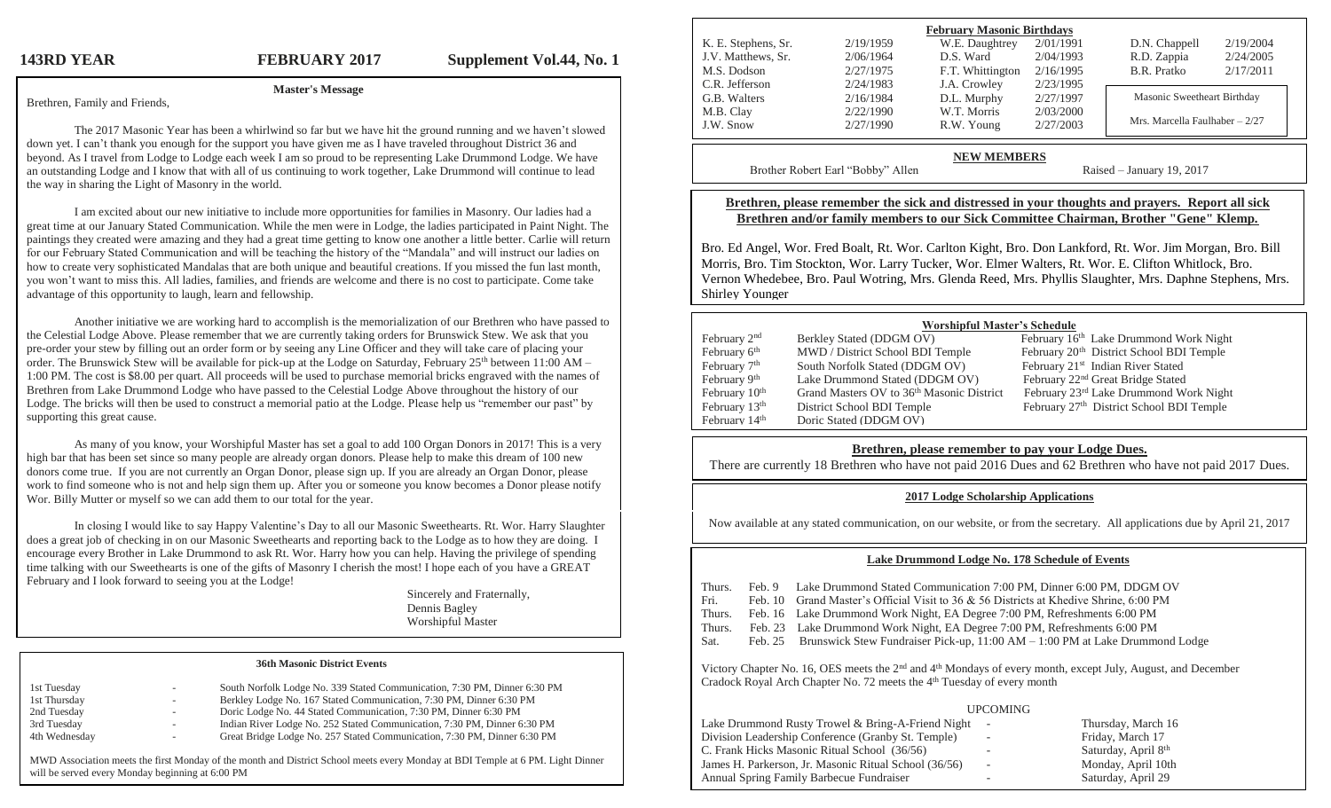**143RD YEAR** **FEBRUARY 2017** **Supplement Vol.44, No. 1**

## Master's Message

Brethren, Family and Friends,

The 2017 Masonic Year has been a whirlwind so far but we have hit the ground running and we haven't slowed down yet. I can't thank you enough for the support you have given me as I have traveled throughout District 36 and beyond. As I travel from Lodge to Lodge each week I am so proud to be representing Lake Drummond Lodge. We have an outstanding Lodge and I know that with all of us continuing to work together, Lake Drummond will continue to lead the way in sharing the Light of Masonry in the world.

I am excited about our new initiative to include more opportunities for families in Masonry. Our ladies had a great time at our January Stated Communication. While the men were in Lodge, the ladies participated in Paint Night. The paintings they created were amazing and they had a great time getting to know one another a little better. Carlie will return for our February Stated Communication and will be teaching the history of the "Mandala" and will instruct our ladies on how to create very sophisticated Mandalas that are both unique and beautiful creations. If you missed the fun last month, you won't want to miss this. All ladies, families, and friends are welcome and there is no cost to participate. Come take advantage of this opportunity to laugh, learn and fellowship.

Another initiative we are working hard to accomplish is the memorialization of our Brethren who have passed to the Celestial Lodge Above. Please remember that we are currently taking orders for Brunswick Stew. We ask that you pre-order your stew by filling out an order form or by seeing any Line Officer and they will take care of placing your order. The Brunswick Stew will be available for pick-up at the Lodge on Saturday, February 25th between 11:00 AM – 1:00 PM. The cost is $8.00 per quart. All proceeds will be used to purchase memorial bricks engraved with the names of Brethren from Lake Drummond Lodge who have passed to the Celestial Lodge Above throughout the history of our Lodge. The bricks will then be used to construct a memorial patio at the Lodge. Please help us "remember our past" by supporting this great cause.

As many of you know, your Worshipful Master has set a goal to add 100 Organ Donors in 2017! This is a very high bar that has been set since so many people are already organ donors. Please help to make this dream of 100 new donors come true. If you are not currently an Organ Donor, please sign up. If you are already an Organ Donor, please work to find someone who is not and help sign them up. After you or someone you know becomes a Donor please notify Wor. Billy Mutter or myself so we can add them to our total for the year.

In closing I would like to say Happy Valentine's Day to all our Masonic Sweethearts. Rt. Wor. Harry Slaughter does a great job of checking in on our Masonic Sweethearts and reporting back to the Lodge as to how they are doing. I encourage every Brother in Lake Drummond to ask Rt. Wor. Harry how you can help. Having the privilege of spending time talking with our Sweethearts is one of the gifts of Masonry I cherish the most! I hope each of you have a GREAT February and I look forward to seeing you at the Lodge!

Sincerely and Fraternally,
Dennis Bagley
Worshipful Master

## 36th Masonic District Events

| | | |
|---|---|---|
| 1st Tuesday | - | South Norfolk Lodge No. 339 Stated Communication, 7:30 PM, Dinner 6:30 PM |
| 1st Thursday | - | Berkley Lodge No. 167 Stated Communication, 7:30 PM, Dinner 6:30 PM |
| 2nd Tuesday | - | Doric Lodge No. 44 Stated Communication, 7:30 PM, Dinner 6:30 PM |
| 3rd Tuesday | - | Indian River Lodge No. 252 Stated Communication, 7:30 PM, Dinner 6:30 PM |
| 4th Wednesday | - | Great Bridge Lodge No. 257 Stated Communication, 7:30 PM, Dinner 6:30 PM |

MWD Association meets the first Monday of the month and District School meets every Monday at BDI Temple at 6 PM. Light Dinner will be served every Monday beginning at 6:00 PM

## February Masonic Birthdays

| | | | | | |
|---|---|---|---|---|---|
| K. E. Stephens, Sr. | 2/19/1959 | W.E. Daughtrey | 2/01/1991 | D.N. Chappell | 2/19/2004 |
| J.V. Matthews, Sr. | 2/06/1964 | D.S. Ward | 2/04/1993 | R.D. Zappia | 2/24/2005 |
| M.S. Dodson | 2/27/1975 | F.T. Whittington | 2/16/1995 | B.R. Pratko | 2/17/2011 |
| C.R. Jefferson | 2/24/1983 | J.A. Crowley | 2/23/1995 | | |
| G.B. Walters | 2/16/1984 | D.L. Murphy | 2/27/1997 | | |
| M.B. Clay | 2/22/1990 | W.T. Morris | 2/03/2000 | | |
| J.W. Snow | 2/27/1990 | R.W. Young | 2/27/2003 | | |

Masonic Sweetheart Birthday

Mrs. Marcella Faulhaber – 2/27

## NEW MEMBERS

Brother Robert Earl "Bobby" Allen — Raised – January 19, 2017

**Brethren, please remember the sick and distressed in your thoughts and prayers. Report all sick Brethren and/or family members to our Sick Committee Chairman, Brother "Gene" Klemp.**

Bro. Ed Angel, Wor. Fred Boalt, Rt. Wor. Carlton Kight, Bro. Don Lankford, Rt. Wor. Jim Morgan, Bro. Bill Morris, Bro. Tim Stockton, Wor. Larry Tucker, Wor. Elmer Walters, Rt. Wor. E. Clifton Whitlock, Bro. Vernon Whedebee, Bro. Paul Wotring, Mrs. Glenda Reed, Mrs. Phyllis Slaughter, Mrs. Daphne Stephens, Mrs. Shirley Younger

## Worshipful Master's Schedule

| | | |
|---|---|---|
| February 2nd | Berkley Stated (DDGM OV) | February 16th Lake Drummond Work Night |
| February 6th | MWD / District School BDI Temple | February 20th District School BDI Temple |
| February 7th | South Norfolk Stated (DDGM OV) | February 21st Indian River Stated |
| February 9th | Lake Drummond Stated (DDGM OV) | February 22nd Great Bridge Stated |
| February 10th | Grand Masters OV to 36th Masonic District | February 23rd Lake Drummond Work Night |
| February 13th | District School BDI Temple | February 27th District School BDI Temple |
| February 14th | Doric Stated (DDGM OV) | |

**Brethren, please remember to pay your Lodge Dues.**

There are currently 18 Brethren who have not paid 2016 Dues and 62 Brethren who have not paid 2017 Dues.

## 2017 Lodge Scholarship Applications

Now available at any stated communication, on our website, or from the secretary. All applications due by April 21, 2017

## Lake Drummond Lodge No. 178 Schedule of Events

| | | |
|---|---|---|
| Thurs. | Feb. 9 | Lake Drummond Stated Communication 7:00 PM, Dinner 6:00 PM, DDGM OV |
| Fri. | Feb. 10 | Grand Master's Official Visit to 36 & 56 Districts at Khedive Shrine, 6:00 PM |
| Thurs. | Feb. 16 | Lake Drummond Work Night, EA Degree 7:00 PM, Refreshments 6:00 PM |
| Thurs. | Feb. 23 | Lake Drummond Work Night, EA Degree 7:00 PM, Refreshments 6:00 PM |
| Sat. | Feb. 25 | Brunswick Stew Fundraiser Pick-up, 11:00 AM – 1:00 PM at Lake Drummond Lodge |

Victory Chapter No. 16, OES meets the 2nd and 4th Mondays of every month, except July, August, and December
Cradock Royal Arch Chapter No. 72 meets the 4th Tuesday of every month

UPCOMING

| | | |
|---|---|---|
| Lake Drummond Rusty Trowel & Bring-A-Friend Night | - | Thursday, March 16 |
| Division Leadership Conference (Granby St. Temple) | - | Friday, March 17 |
| C. Frank Hicks Masonic Ritual School (36/56) | - | Saturday, April 8th |
| James H. Parkerson, Jr. Masonic Ritual School (36/56) | - | Monday, April 10th |
| Annual Spring Family Barbecue Fundraiser | - | Saturday, April 29 |